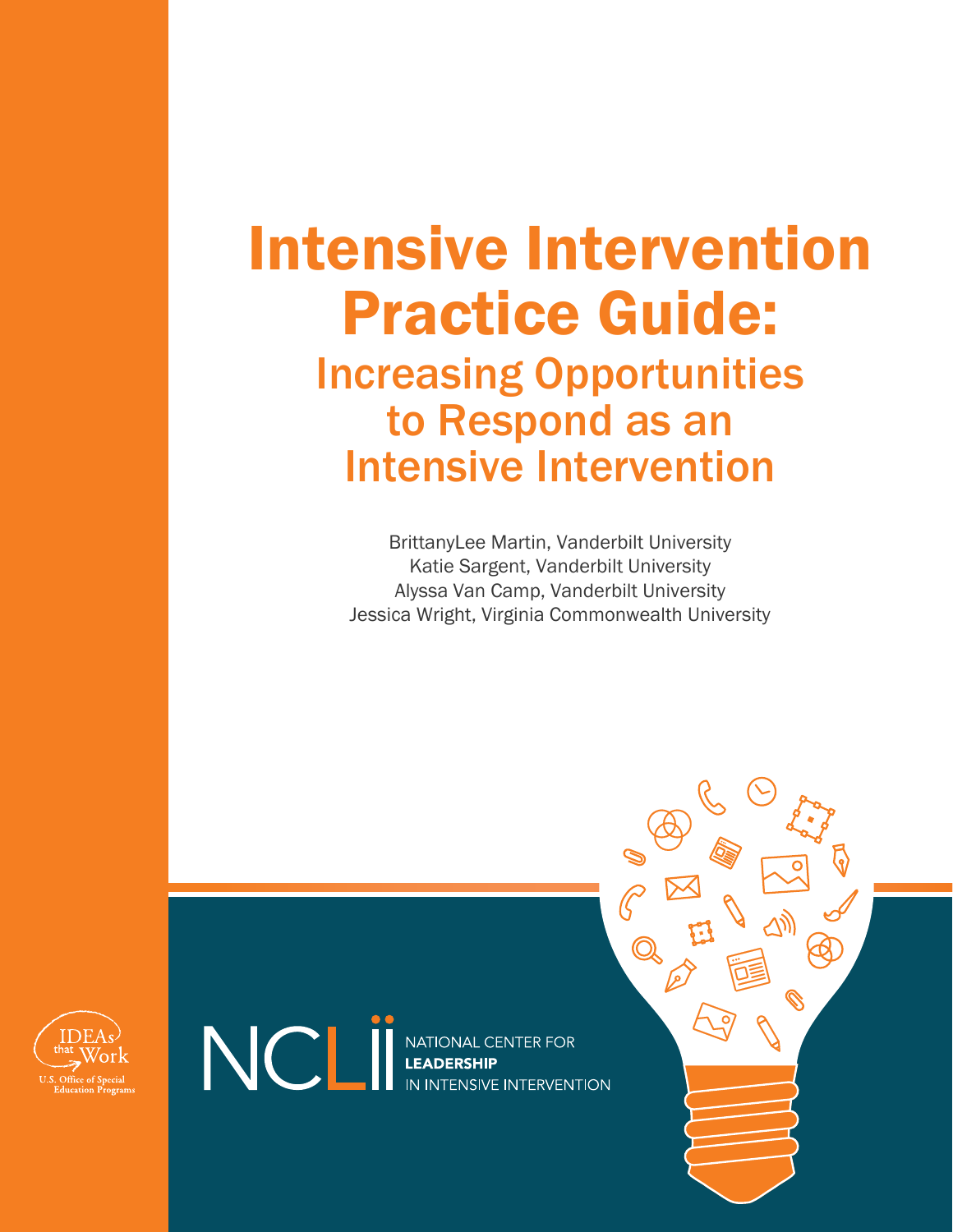# Intensive Intervention Practice Guide:

## Increasing Opportunities to Respond as an Intensive Intervention

BrittanyLee Martin, Vanderbilt University
Katie Sargent, Vanderbilt University
Alyssa Van Camp, Vanderbilt University
Jessica Wright, Virginia Commonwealth University

IDEAs that Work
U.S. Office of Special Education Programs

NCLII NATIONAL CENTER FOR **LEADERSHIP** IN INTENSIVE INTERVENTION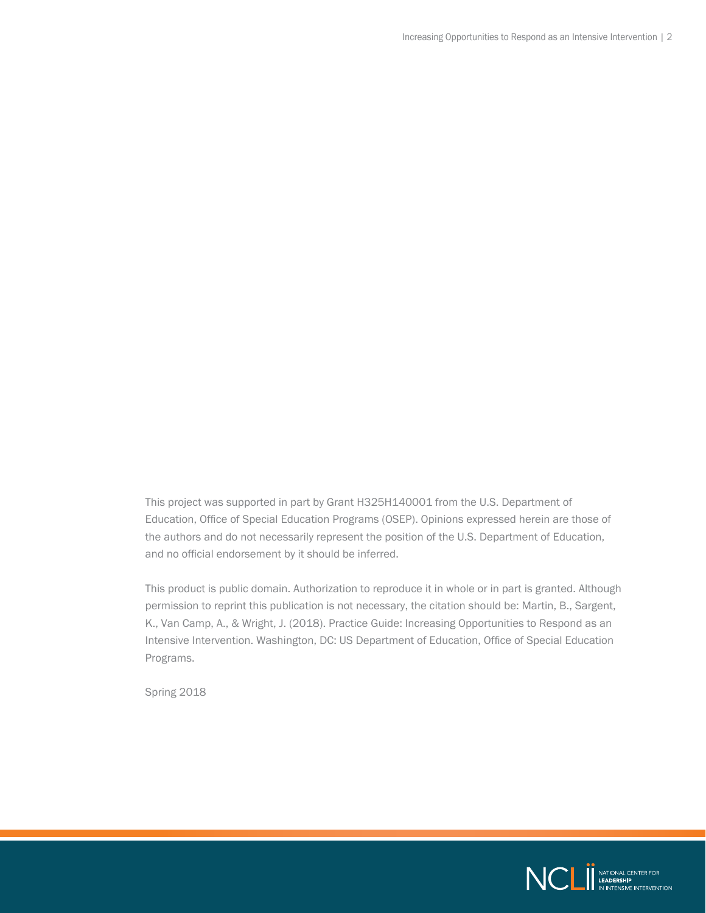This project was supported in part by Grant H325H140001 from the U.S. Department of Education, Office of Special Education Programs (OSEP). Opinions expressed herein are those of the authors and do not necessarily represent the position of the U.S. Department of Education, and no official endorsement by it should be inferred.

This product is public domain. Authorization to reproduce it in whole or in part is granted. Although permission to reprint this publication is not necessary, the citation should be: Martin, B., Sargent, K., Van Camp, A., & Wright, J. (2018). Practice Guide: Increasing Opportunities to Respond as an Intensive Intervention. Washington, DC: US Department of Education, Office of Special Education Programs.

Spring 2018

NCLii NATIONAL CENTER FOR LEADERSHIP IN INTENSIVE INTERVENTION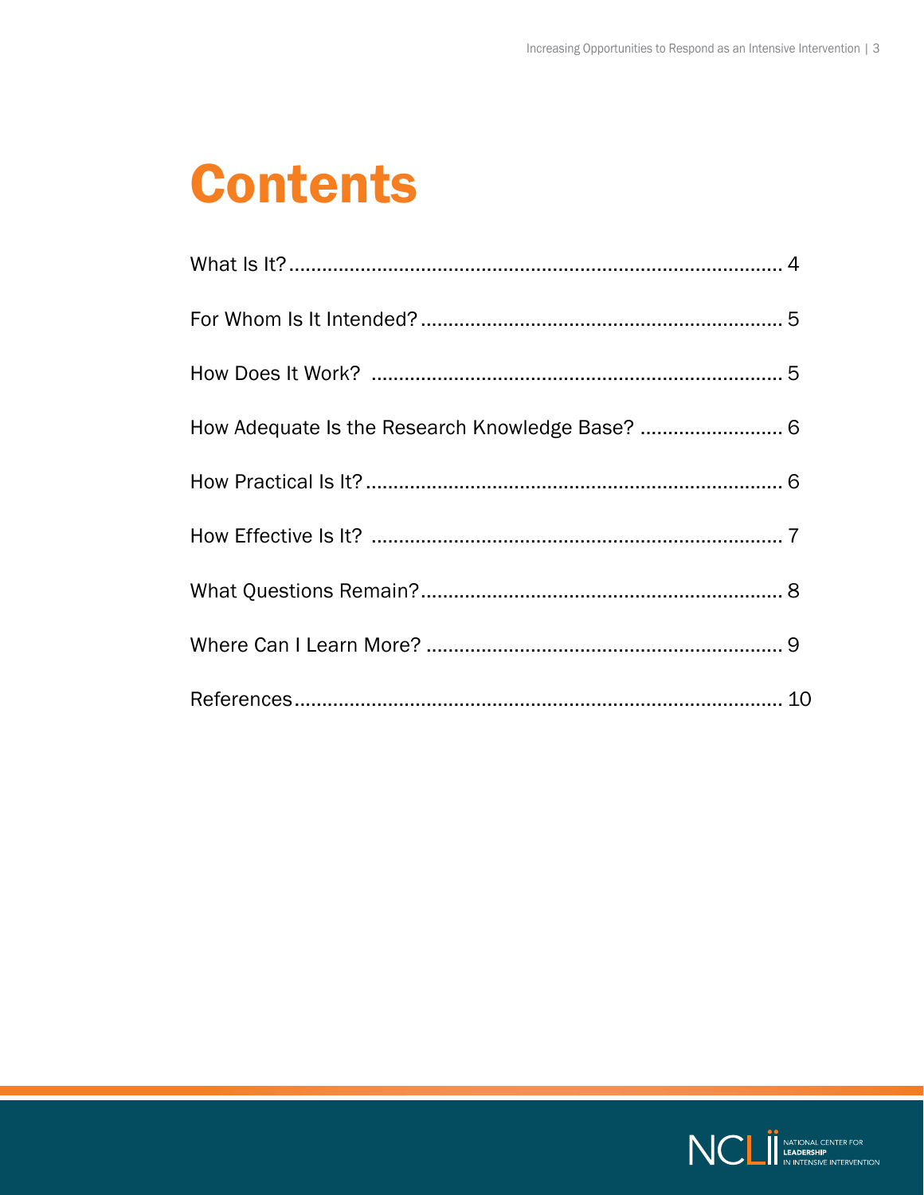# Contents

What Is It?........................................................................................ 4

For Whom Is It Intended?................................................................. 5

How Does It Work? ........................................................................... 5

How Adequate Is the Research Knowledge Base? .......................... 6

How Practical Is It?............................................................................ 6

How Effective Is It? ............................................................................ 7

What Questions Remain?.................................................................. 8

Where Can I Learn More? ................................................................. 9

References......................................................................................... 10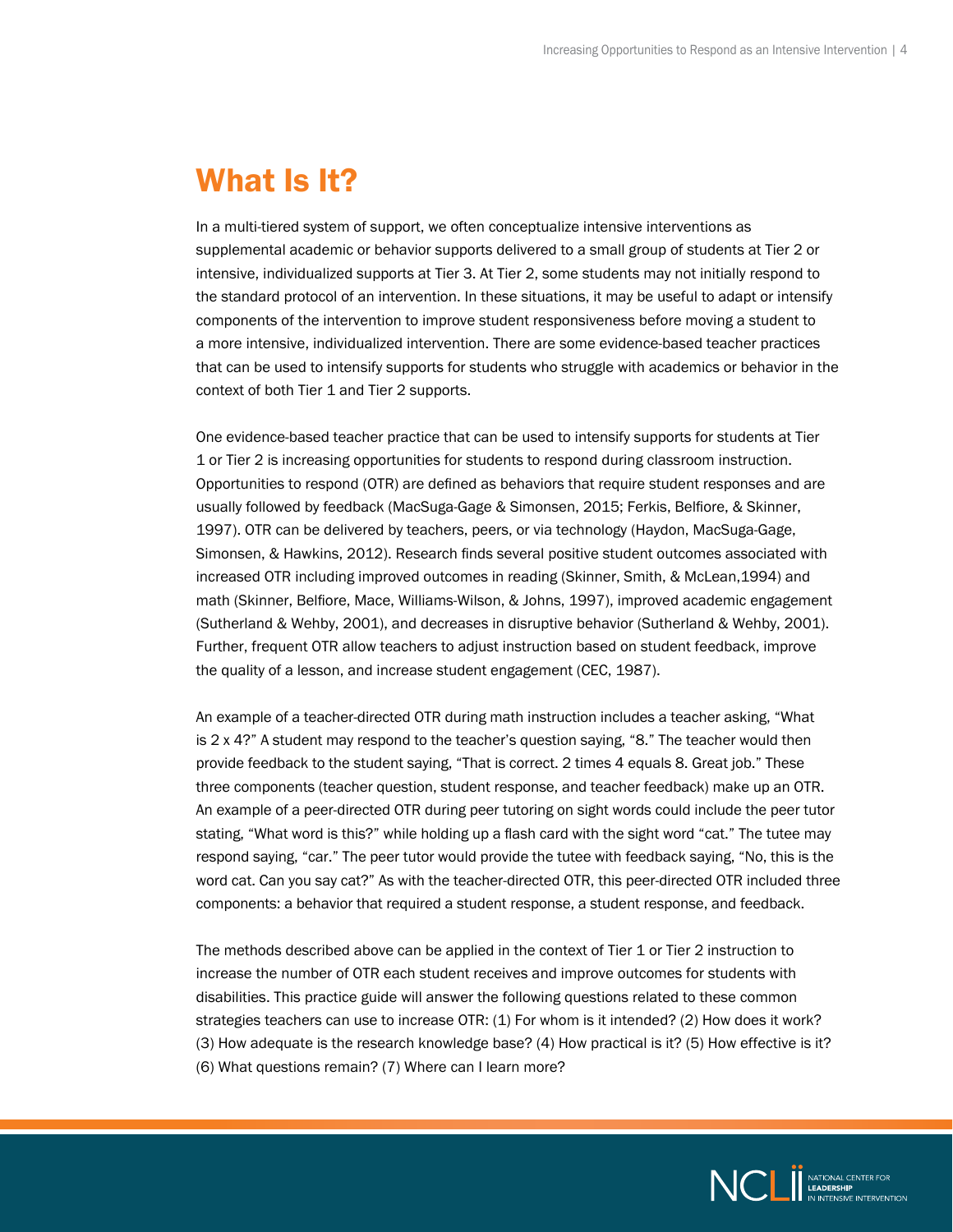# What Is It?

In a multi-tiered system of support, we often conceptualize intensive interventions as supplemental academic or behavior supports delivered to a small group of students at Tier 2 or intensive, individualized supports at Tier 3. At Tier 2, some students may not initially respond to the standard protocol of an intervention. In these situations, it may be useful to adapt or intensify components of the intervention to improve student responsiveness before moving a student to a more intensive, individualized intervention. There are some evidence-based teacher practices that can be used to intensify supports for students who struggle with academics or behavior in the context of both Tier 1 and Tier 2 supports.

One evidence-based teacher practice that can be used to intensify supports for students at Tier 1 or Tier 2 is increasing opportunities for students to respond during classroom instruction. Opportunities to respond (OTR) are defined as behaviors that require student responses and are usually followed by feedback (MacSuga-Gage & Simonsen, 2015; Ferkis, Belfiore, & Skinner, 1997). OTR can be delivered by teachers, peers, or via technology (Haydon, MacSuga-Gage, Simonsen, & Hawkins, 2012). Research finds several positive student outcomes associated with increased OTR including improved outcomes in reading (Skinner, Smith, & McLean,1994) and math (Skinner, Belfiore, Mace, Williams-Wilson, & Johns, 1997), improved academic engagement (Sutherland & Wehby, 2001), and decreases in disruptive behavior (Sutherland & Wehby, 2001). Further, frequent OTR allow teachers to adjust instruction based on student feedback, improve the quality of a lesson, and increase student engagement (CEC, 1987).

An example of a teacher-directed OTR during math instruction includes a teacher asking, “What is 2 x 4?” A student may respond to the teacher’s question saying, “8.” The teacher would then provide feedback to the student saying, “That is correct. 2 times 4 equals 8. Great job.” These three components (teacher question, student response, and teacher feedback) make up an OTR. An example of a peer-directed OTR during peer tutoring on sight words could include the peer tutor stating, “What word is this?” while holding up a flash card with the sight word “cat.” The tutee may respond saying, “car.” The peer tutor would provide the tutee with feedback saying, “No, this is the word cat. Can you say cat?” As with the teacher-directed OTR, this peer-directed OTR included three components: a behavior that required a student response, a student response, and feedback.

The methods described above can be applied in the context of Tier 1 or Tier 2 instruction to increase the number of OTR each student receives and improve outcomes for students with disabilities. This practice guide will answer the following questions related to these common strategies teachers can use to increase OTR: (1) For whom is it intended? (2) How does it work? (3) How adequate is the research knowledge base? (4) How practical is it? (5) How effective is it? (6) What questions remain? (7) Where can I learn more?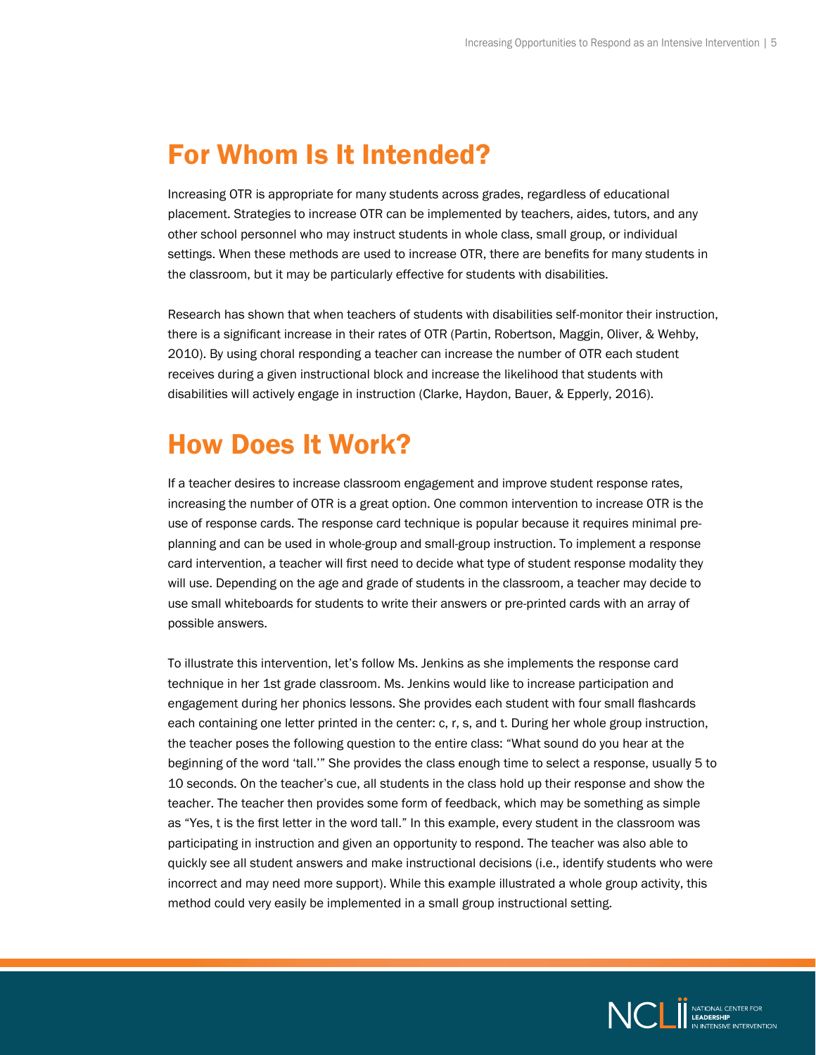## For Whom Is It Intended?

Increasing OTR is appropriate for many students across grades, regardless of educational placement. Strategies to increase OTR can be implemented by teachers, aides, tutors, and any other school personnel who may instruct students in whole class, small group, or individual settings. When these methods are used to increase OTR, there are benefits for many students in the classroom, but it may be particularly effective for students with disabilities.

Research has shown that when teachers of students with disabilities self-monitor their instruction, there is a significant increase in their rates of OTR (Partin, Robertson, Maggin, Oliver, & Wehby, 2010). By using choral responding a teacher can increase the number of OTR each student receives during a given instructional block and increase the likelihood that students with disabilities will actively engage in instruction (Clarke, Haydon, Bauer, & Epperly, 2016).

## How Does It Work?

If a teacher desires to increase classroom engagement and improve student response rates, increasing the number of OTR is a great option. One common intervention to increase OTR is the use of response cards. The response card technique is popular because it requires minimal pre-planning and can be used in whole-group and small-group instruction. To implement a response card intervention, a teacher will first need to decide what type of student response modality they will use. Depending on the age and grade of students in the classroom, a teacher may decide to use small whiteboards for students to write their answers or pre-printed cards with an array of possible answers.

To illustrate this intervention, let's follow Ms. Jenkins as she implements the response card technique in her 1st grade classroom. Ms. Jenkins would like to increase participation and engagement during her phonics lessons. She provides each student with four small flashcards each containing one letter printed in the center: c, r, s, and t. During her whole group instruction, the teacher poses the following question to the entire class: "What sound do you hear at the beginning of the word 'tall.'" She provides the class enough time to select a response, usually 5 to 10 seconds. On the teacher's cue, all students in the class hold up their response and show the teacher. The teacher then provides some form of feedback, which may be something as simple as "Yes, t is the first letter in the word tall." In this example, every student in the classroom was participating in instruction and given an opportunity to respond. The teacher was also able to quickly see all student answers and make instructional decisions (i.e., identify students who were incorrect and may need more support). While this example illustrated a whole group activity, this method could very easily be implemented in a small group instructional setting.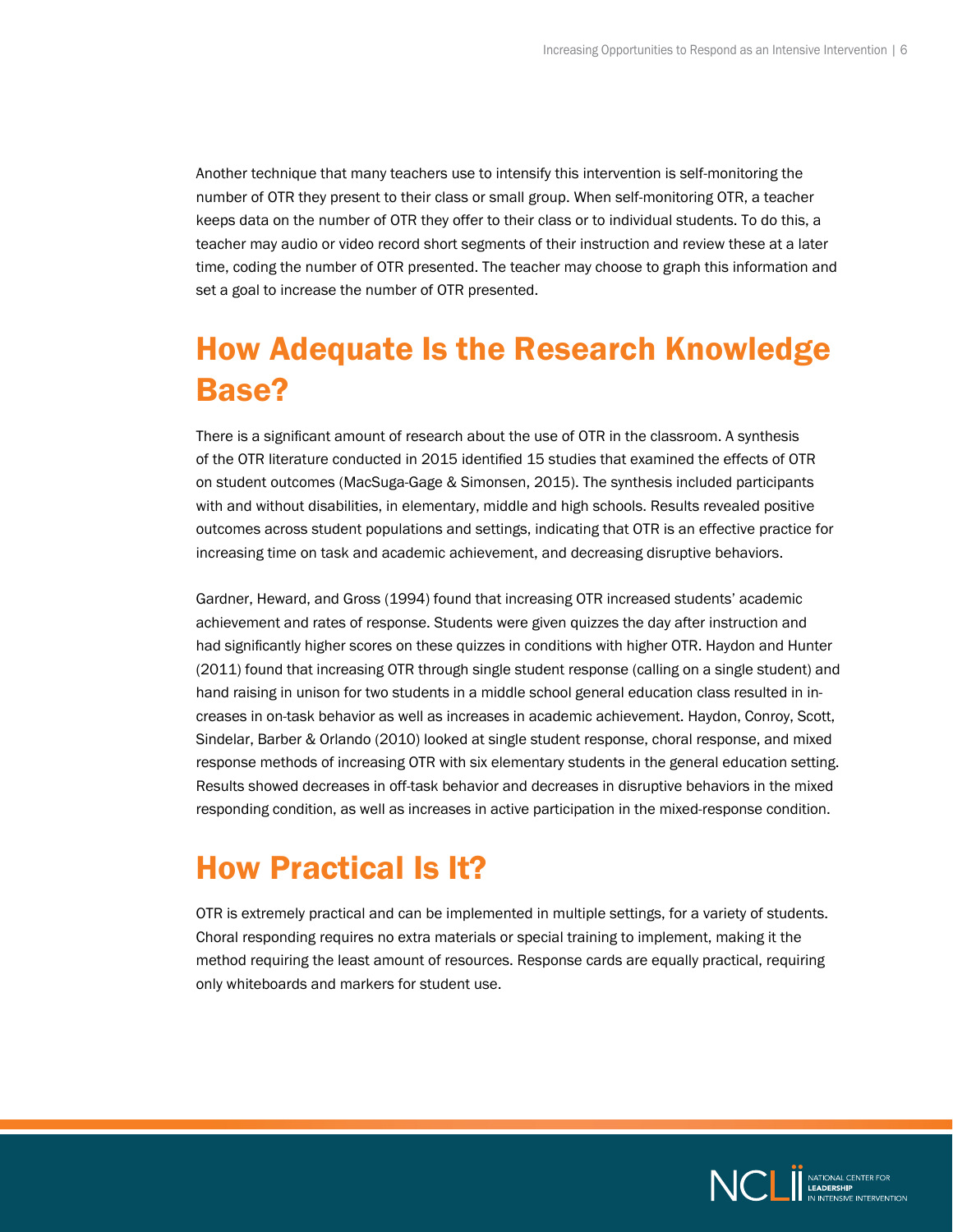Another technique that many teachers use to intensify this intervention is self-monitoring the number of OTR they present to their class or small group. When self-monitoring OTR, a teacher keeps data on the number of OTR they offer to their class or to individual students. To do this, a teacher may audio or video record short segments of their instruction and review these at a later time, coding the number of OTR presented. The teacher may choose to graph this information and set a goal to increase the number of OTR presented.

## How Adequate Is the Research Knowledge Base?

There is a significant amount of research about the use of OTR in the classroom. A synthesis of the OTR literature conducted in 2015 identified 15 studies that examined the effects of OTR on student outcomes (MacSuga-Gage & Simonsen, 2015). The synthesis included participants with and without disabilities, in elementary, middle and high schools. Results revealed positive outcomes across student populations and settings, indicating that OTR is an effective practice for increasing time on task and academic achievement, and decreasing disruptive behaviors.

Gardner, Heward, and Gross (1994) found that increasing OTR increased students' academic achievement and rates of response. Students were given quizzes the day after instruction and had significantly higher scores on these quizzes in conditions with higher OTR. Haydon and Hunter (2011) found that increasing OTR through single student response (calling on a single student) and hand raising in unison for two students in a middle school general education class resulted in increases in on-task behavior as well as increases in academic achievement. Haydon, Conroy, Scott, Sindelar, Barber & Orlando (2010) looked at single student response, choral response, and mixed response methods of increasing OTR with six elementary students in the general education setting. Results showed decreases in off-task behavior and decreases in disruptive behaviors in the mixed responding condition, as well as increases in active participation in the mixed-response condition.

## How Practical Is It?

OTR is extremely practical and can be implemented in multiple settings, for a variety of students. Choral responding requires no extra materials or special training to implement, making it the method requiring the least amount of resources. Response cards are equally practical, requiring only whiteboards and markers for student use.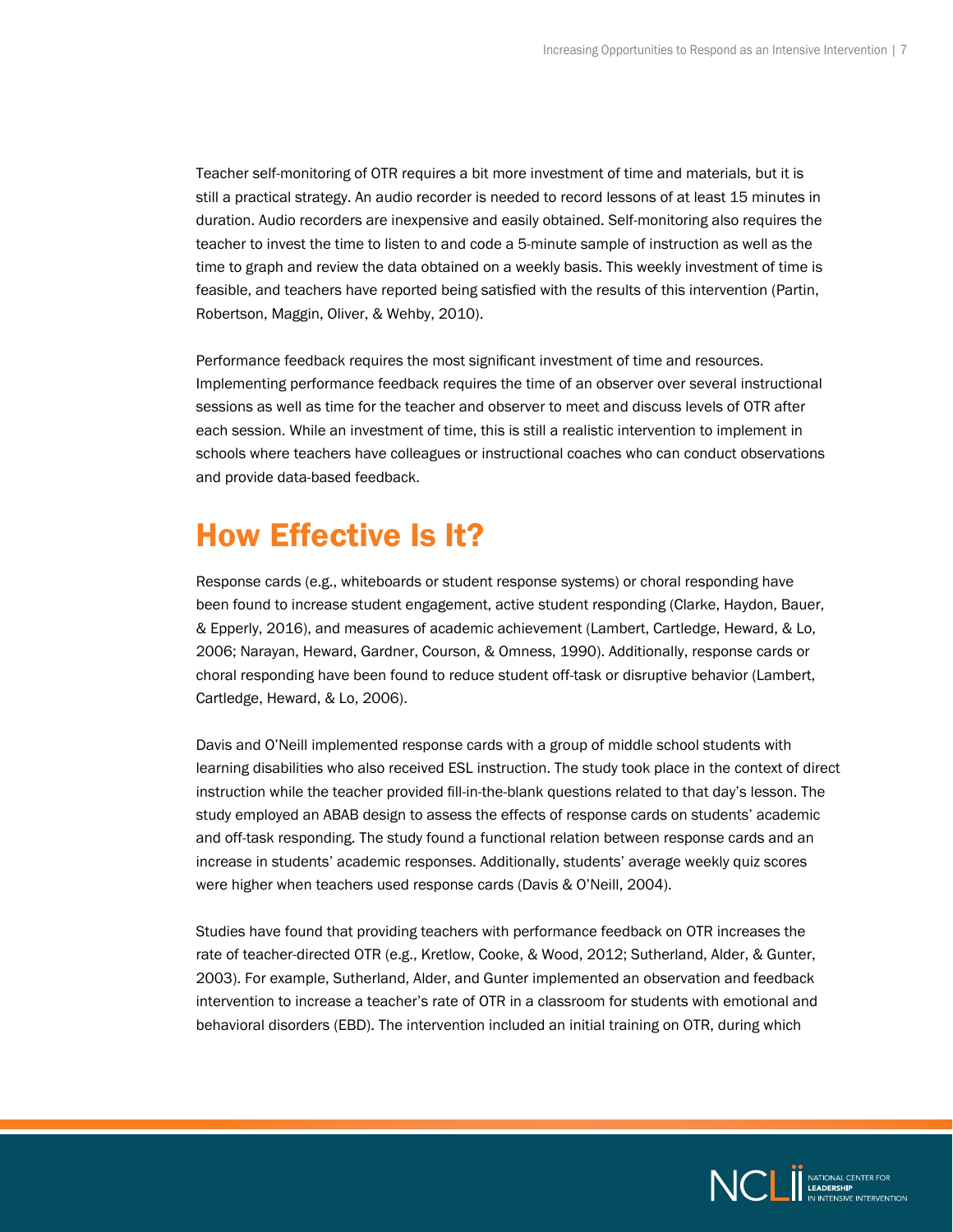Teacher self-monitoring of OTR requires a bit more investment of time and materials, but it is still a practical strategy. An audio recorder is needed to record lessons of at least 15 minutes in duration. Audio recorders are inexpensive and easily obtained. Self-monitoring also requires the teacher to invest the time to listen to and code a 5-minute sample of instruction as well as the time to graph and review the data obtained on a weekly basis. This weekly investment of time is feasible, and teachers have reported being satisfied with the results of this intervention (Partin, Robertson, Maggin, Oliver, & Wehby, 2010).

Performance feedback requires the most significant investment of time and resources. Implementing performance feedback requires the time of an observer over several instructional sessions as well as time for the teacher and observer to meet and discuss levels of OTR after each session. While an investment of time, this is still a realistic intervention to implement in schools where teachers have colleagues or instructional coaches who can conduct observations and provide data-based feedback.

# How Effective Is It?

Response cards (e.g., whiteboards or student response systems) or choral responding have been found to increase student engagement, active student responding (Clarke, Haydon, Bauer, & Epperly, 2016), and measures of academic achievement (Lambert, Cartledge, Heward, & Lo, 2006; Narayan, Heward, Gardner, Courson, & Omness, 1990). Additionally, response cards or choral responding have been found to reduce student off-task or disruptive behavior (Lambert, Cartledge, Heward, & Lo, 2006).

Davis and O'Neill implemented response cards with a group of middle school students with learning disabilities who also received ESL instruction. The study took place in the context of direct instruction while the teacher provided fill-in-the-blank questions related to that day's lesson. The study employed an ABAB design to assess the effects of response cards on students' academic and off-task responding. The study found a functional relation between response cards and an increase in students' academic responses. Additionally, students' average weekly quiz scores were higher when teachers used response cards (Davis & O'Neill, 2004).

Studies have found that providing teachers with performance feedback on OTR increases the rate of teacher-directed OTR (e.g., Kretlow, Cooke, & Wood, 2012; Sutherland, Alder, & Gunter, 2003). For example, Sutherland, Alder, and Gunter implemented an observation and feedback intervention to increase a teacher's rate of OTR in a classroom for students with emotional and behavioral disorders (EBD). The intervention included an initial training on OTR, during which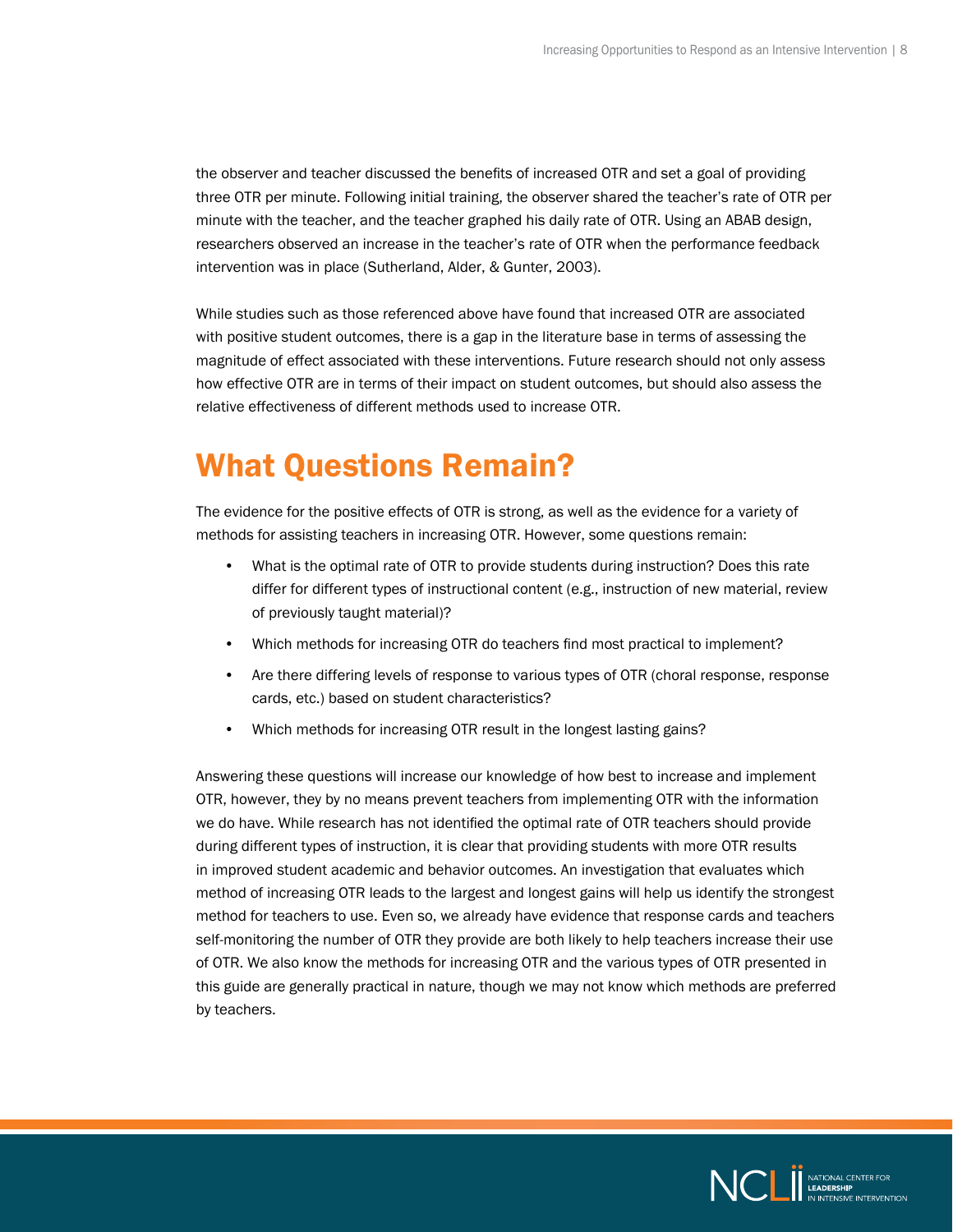the observer and teacher discussed the benefits of increased OTR and set a goal of providing three OTR per minute. Following initial training, the observer shared the teacher's rate of OTR per minute with the teacher, and the teacher graphed his daily rate of OTR. Using an ABAB design, researchers observed an increase in the teacher's rate of OTR when the performance feedback intervention was in place (Sutherland, Alder, & Gunter, 2003).

While studies such as those referenced above have found that increased OTR are associated with positive student outcomes, there is a gap in the literature base in terms of assessing the magnitude of effect associated with these interventions. Future research should not only assess how effective OTR are in terms of their impact on student outcomes, but should also assess the relative effectiveness of different methods used to increase OTR.

# What Questions Remain?

The evidence for the positive effects of OTR is strong, as well as the evidence for a variety of methods for assisting teachers in increasing OTR. However, some questions remain:

- What is the optimal rate of OTR to provide students during instruction? Does this rate differ for different types of instructional content (e.g., instruction of new material, review of previously taught material)?
- Which methods for increasing OTR do teachers find most practical to implement?
- Are there differing levels of response to various types of OTR (choral response, response cards, etc.) based on student characteristics?
- Which methods for increasing OTR result in the longest lasting gains?

Answering these questions will increase our knowledge of how best to increase and implement OTR, however, they by no means prevent teachers from implementing OTR with the information we do have. While research has not identified the optimal rate of OTR teachers should provide during different types of instruction, it is clear that providing students with more OTR results in improved student academic and behavior outcomes. An investigation that evaluates which method of increasing OTR leads to the largest and longest gains will help us identify the strongest method for teachers to use. Even so, we already have evidence that response cards and teachers self-monitoring the number of OTR they provide are both likely to help teachers increase their use of OTR. We also know the methods for increasing OTR and the various types of OTR presented in this guide are generally practical in nature, though we may not know which methods are preferred by teachers.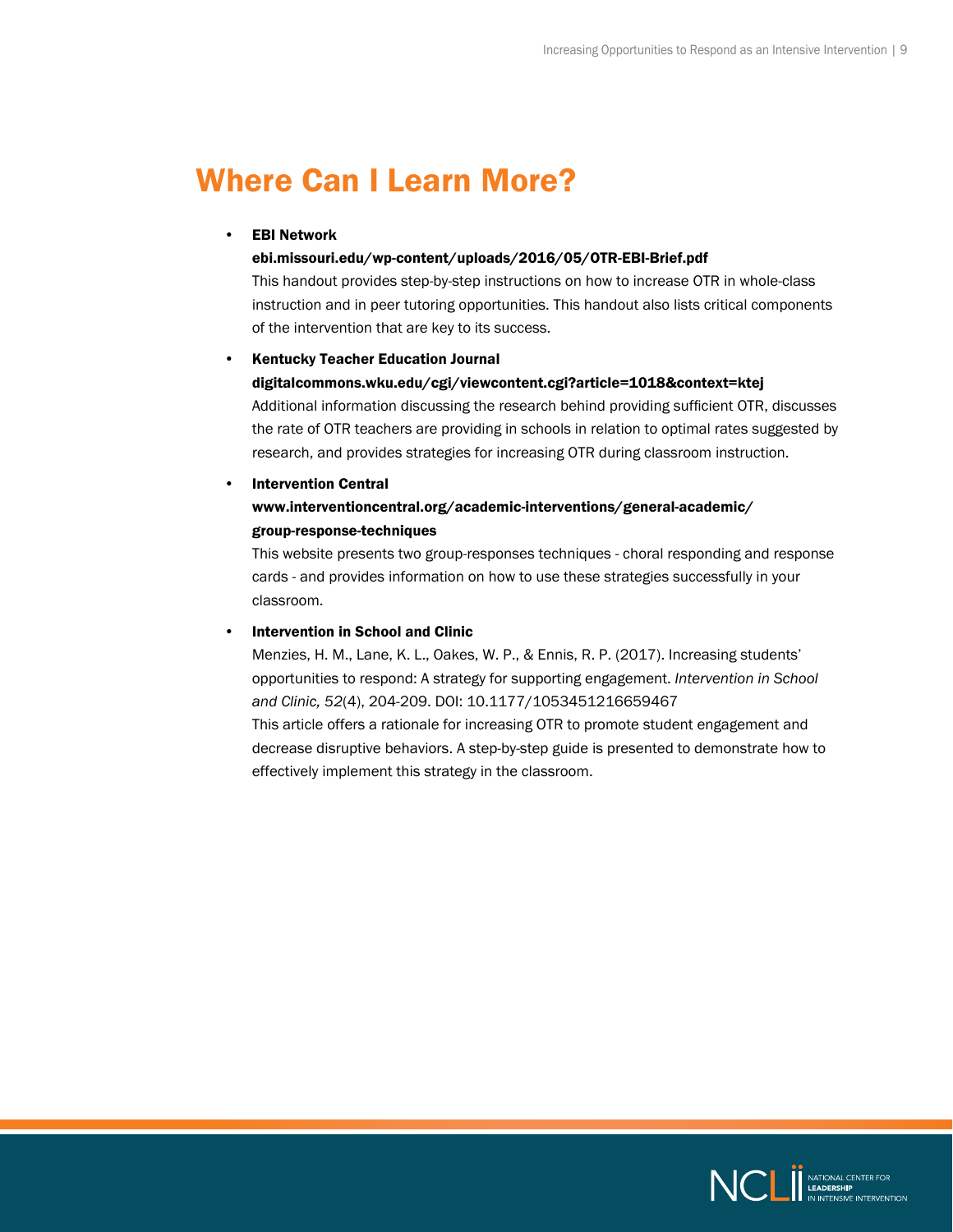# Where Can I Learn More?

- **EBI Network**
  **ebi.missouri.edu/wp-content/uploads/2016/05/OTR-EBI-Brief.pdf**
  This handout provides step-by-step instructions on how to increase OTR in whole-class instruction and in peer tutoring opportunities. This handout also lists critical components of the intervention that are key to its success.

- **Kentucky Teacher Education Journal**
  **digitalcommons.wku.edu/cgi/viewcontent.cgi?article=1018&context=ktej**
  Additional information discussing the research behind providing sufficient OTR, discusses the rate of OTR teachers are providing in schools in relation to optimal rates suggested by research, and provides strategies for increasing OTR during classroom instruction.

- **Intervention Central**
  **www.interventioncentral.org/academic-interventions/general-academic/group-response-techniques**
  This website presents two group-responses techniques - choral responding and response cards - and provides information on how to use these strategies successfully in your classroom.

- **Intervention in School and Clinic**
  Menzies, H. M., Lane, K. L., Oakes, W. P., & Ennis, R. P. (2017). Increasing students' opportunities to respond: A strategy for supporting engagement. *Intervention in School and Clinic, 52*(4), 204-209. DOI: 10.1177/1053451216659467
  This article offers a rationale for increasing OTR to promote student engagement and decrease disruptive behaviors. A step-by-step guide is presented to demonstrate how to effectively implement this strategy in the classroom.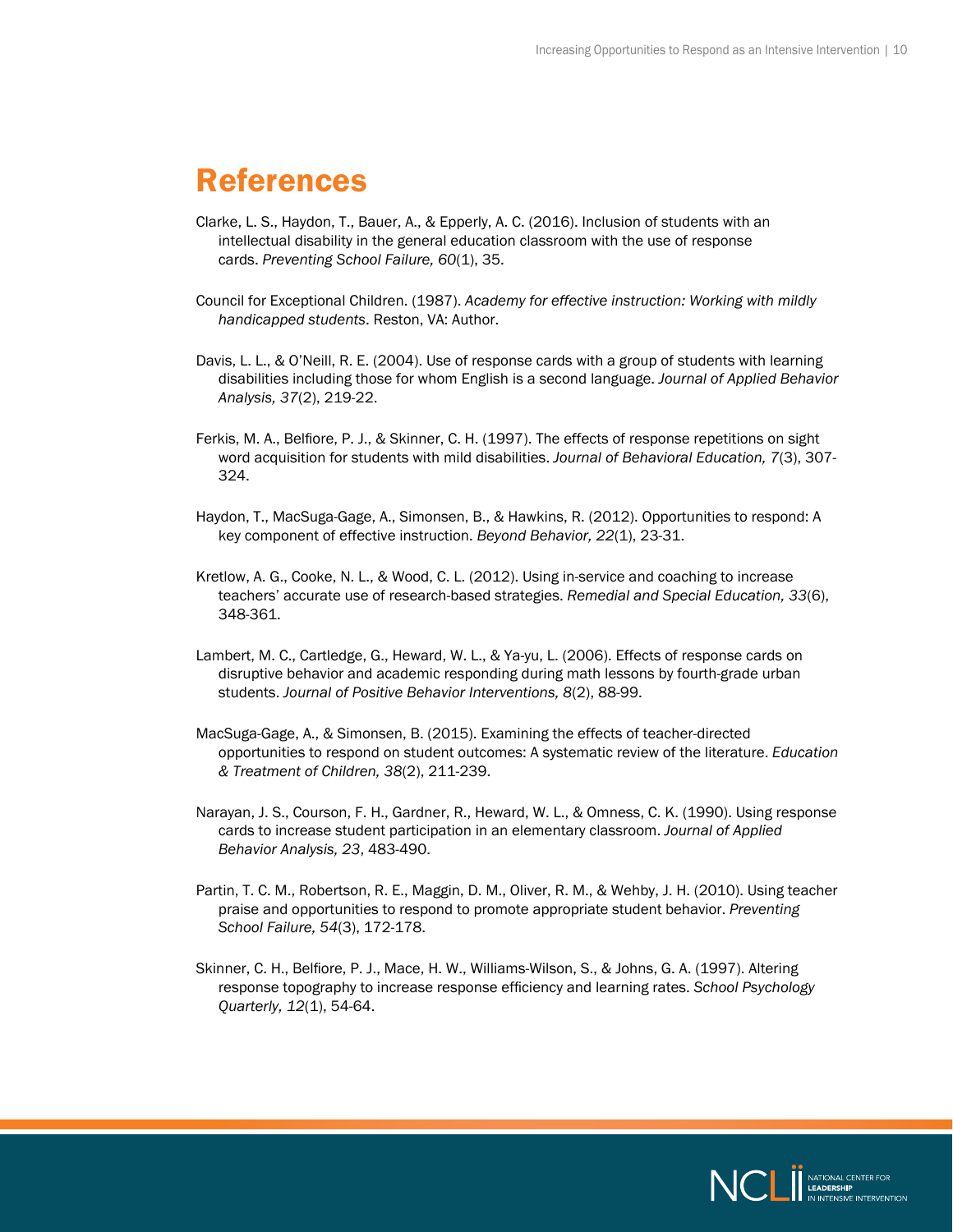# References

Clarke, L. S., Haydon, T., Bauer, A., & Epperly, A. C. (2016). Inclusion of students with an intellectual disability in the general education classroom with the use of response cards. *Preventing School Failure, 60*(1), 35.

Council for Exceptional Children. (1987). *Academy for effective instruction: Working with mildly handicapped students*. Reston, VA: Author.

Davis, L. L., & O'Neill, R. E. (2004). Use of response cards with a group of students with learning disabilities including those for whom English is a second language. *Journal of Applied Behavior Analysis, 37*(2), 219-22.

Ferkis, M. A., Belfiore, P. J., & Skinner, C. H. (1997). The effects of response repetitions on sight word acquisition for students with mild disabilities. *Journal of Behavioral Education, 7*(3), 307-324.

Haydon, T., MacSuga-Gage, A., Simonsen, B., & Hawkins, R. (2012). Opportunities to respond: A key component of effective instruction. *Beyond Behavior, 22*(1), 23-31.

Kretlow, A. G., Cooke, N. L., & Wood, C. L. (2012). Using in-service and coaching to increase teachers' accurate use of research-based strategies. *Remedial and Special Education, 33*(6), 348-361.

Lambert, M. C., Cartledge, G., Heward, W. L., & Ya-yu, L. (2006). Effects of response cards on disruptive behavior and academic responding during math lessons by fourth-grade urban students. *Journal of Positive Behavior Interventions, 8*(2), 88-99.

MacSuga-Gage, A., & Simonsen, B. (2015). Examining the effects of teacher-directed opportunities to respond on student outcomes: A systematic review of the literature. *Education & Treatment of Children, 38*(2), 211-239.

Narayan, J. S., Courson, F. H., Gardner, R., Heward, W. L., & Omness, C. K. (1990). Using response cards to increase student participation in an elementary classroom. *Journal of Applied Behavior Analysis, 23*, 483-490.

Partin, T. C. M., Robertson, R. E., Maggin, D. M., Oliver, R. M., & Wehby, J. H. (2010). Using teacher praise and opportunities to respond to promote appropriate student behavior. *Preventing School Failure, 54*(3), 172-178.

Skinner, C. H., Belfiore, P. J., Mace, H. W., Williams-Wilson, S., & Johns, G. A. (1997). Altering response topography to increase response efficiency and learning rates. *School Psychology Quarterly, 12*(1), 54-64.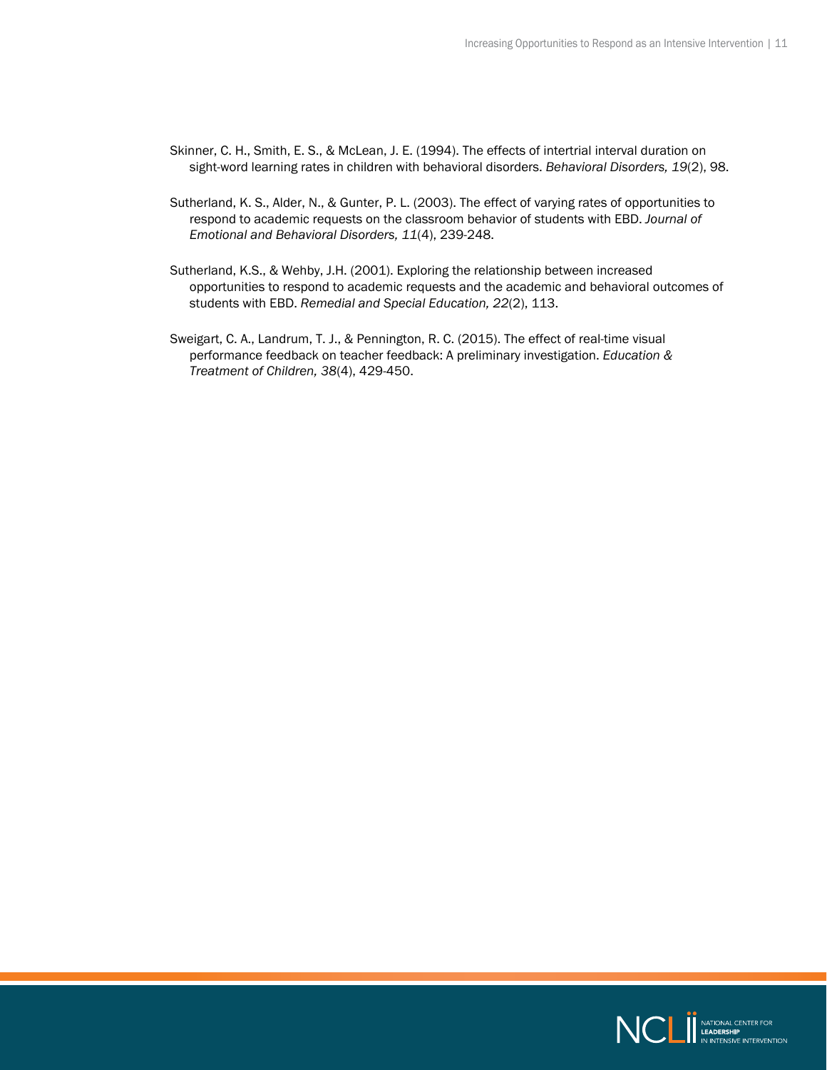Skinner, C. H., Smith, E. S., & McLean, J. E. (1994). The effects of intertrial interval duration on sight-word learning rates in children with behavioral disorders. *Behavioral Disorders, 19*(2), 98.

Sutherland, K. S., Alder, N., & Gunter, P. L. (2003). The effect of varying rates of opportunities to respond to academic requests on the classroom behavior of students with EBD. *Journal of Emotional and Behavioral Disorders, 11*(4), 239-248.

Sutherland, K.S., & Wehby, J.H. (2001). Exploring the relationship between increased opportunities to respond to academic requests and the academic and behavioral outcomes of students with EBD. *Remedial and Special Education, 22*(2), 113.

Sweigart, C. A., Landrum, T. J., & Pennington, R. C. (2015). The effect of real-time visual performance feedback on teacher feedback: A preliminary investigation. *Education & Treatment of Children, 38*(4), 429-450.